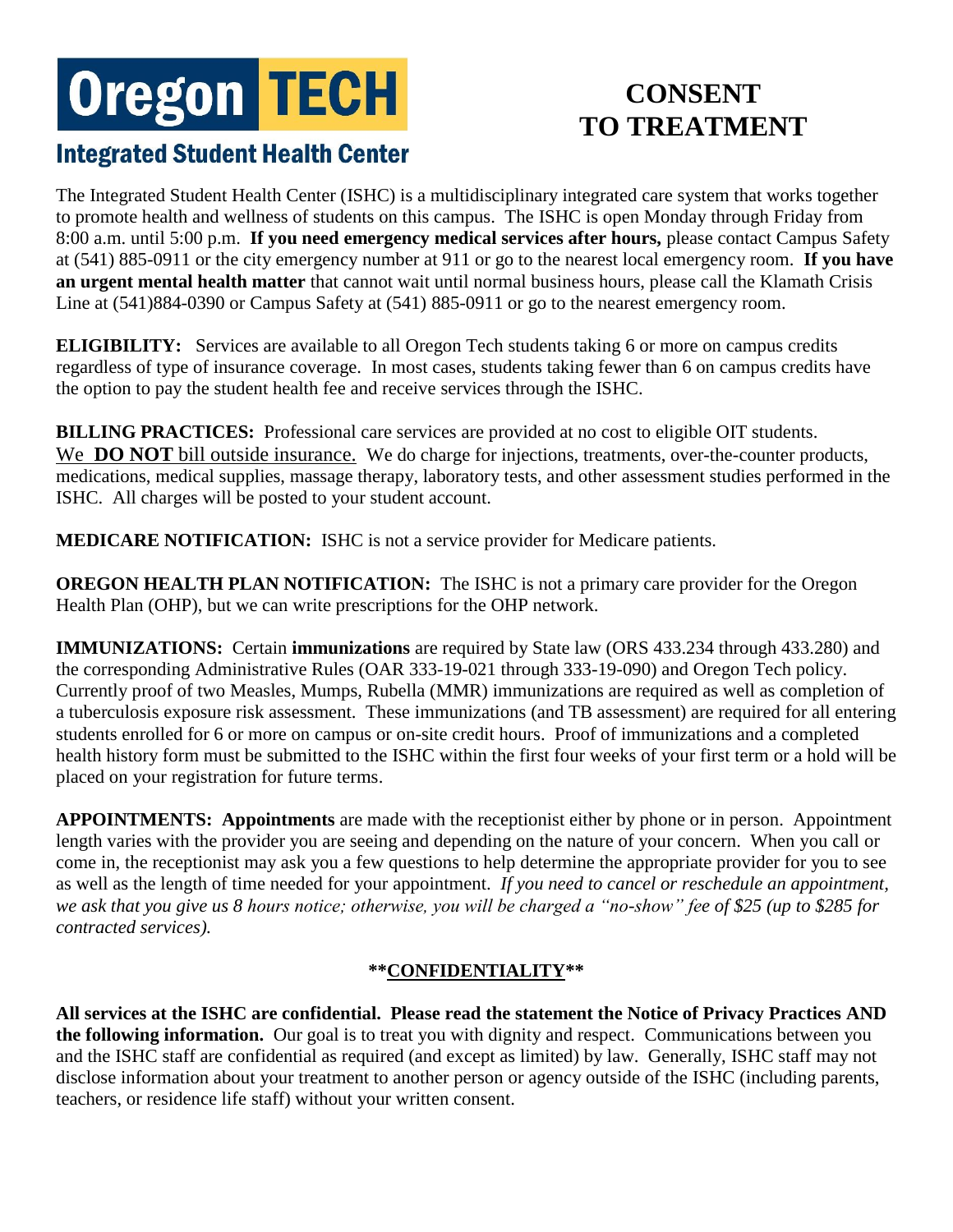# Oregon TECH

## Integrated Student Health Center

# CONSENT TO TREATMENT

The Integrated Student Health Center (ISHC) is a multidisciplinary integrated care system that works together to promote health and wellness of students on this campus. The ISHC is open Monday through Friday from 8:00 a.m. until 5:00 p.m. **If you need emergency medical services after hours,** please contact Campus Safety at (541) 885-0911 or the city emergency number at 911 or go to the nearest local emergency room. **If you have an urgent mental health matter** that cannot wait until normal business hours, please call the Klamath Crisis Line at (541)884-0390 or Campus Safety at (541) 885-0911 or go to the nearest emergency room.

**ELIGIBILITY:** Services are available to all Oregon Tech students taking 6 or more on campus credits regardless of type of insurance coverage. In most cases, students taking fewer than 6 on campus credits have the option to pay the student health fee and receive services through the ISHC.

**BILLING PRACTICES:** Professional care services are provided at no cost to eligible OIT students. <u>We **DO NOT** bill outside insurance.</u> We do charge for injections, treatments, over-the-counter products, medications, medical supplies, massage therapy, laboratory tests, and other assessment studies performed in the ISHC. All charges will be posted to your student account.

**MEDICARE NOTIFICATION:** ISHC is not a service provider for Medicare patients.

**OREGON HEALTH PLAN NOTIFICATION:** The ISHC is not a primary care provider for the Oregon Health Plan (OHP), but we can write prescriptions for the OHP network.

**IMMUNIZATIONS:** Certain **immunizations** are required by State law (ORS 433.234 through 433.280) and the corresponding Administrative Rules (OAR 333-19-021 through 333-19-090) and Oregon Tech policy. Currently proof of two Measles, Mumps, Rubella (MMR) immunizations are required as well as completion of a tuberculosis exposure risk assessment. These immunizations (and TB assessment) are required for all entering students enrolled for 6 or more on campus or on-site credit hours. Proof of immunizations and a completed health history form must be submitted to the ISHC within the first four weeks of your first term or a hold will be placed on your registration for future terms.

**APPOINTMENTS: Appointments** are made with the receptionist either by phone or in person. Appointment length varies with the provider you are seeing and depending on the nature of your concern. When you call or come in, the receptionist may ask you a few questions to help determine the appropriate provider for you to see as well as the length of time needed for your appointment. *If you need to cancel or reschedule an appointment, we ask that you give us 8 hours notice; otherwise, you will be charged a "no-show" fee of $25 (up to $285 for contracted services).*

**\*\*<u>CONFIDENTIALITY</u>\*\***

**All services at the ISHC are confidential. Please read the statement the Notice of Privacy Practices AND the following information.** Our goal is to treat you with dignity and respect. Communications between you and the ISHC staff are confidential as required (and except as limited) by law. Generally, ISHC staff may not disclose information about your treatment to another person or agency outside of the ISHC (including parents, teachers, or residence life staff) without your written consent.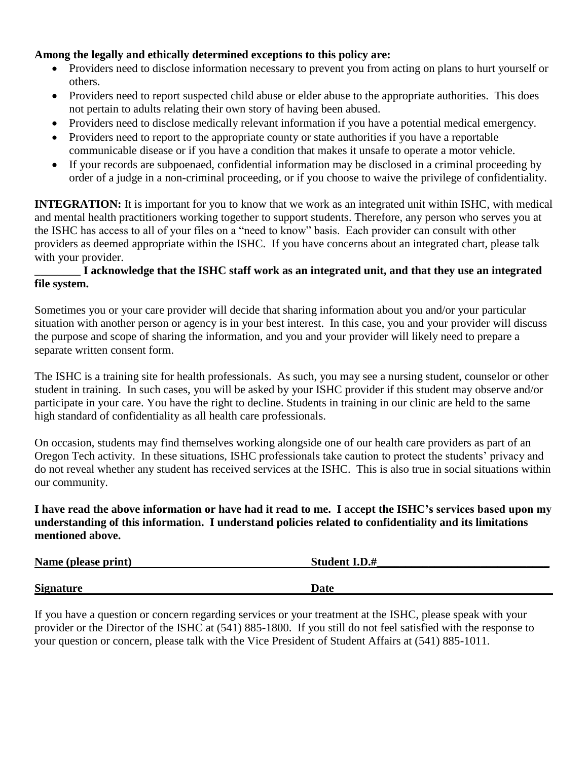**Among the legally and ethically determined exceptions to this policy are:**

- Providers need to disclose information necessary to prevent you from acting on plans to hurt yourself or others.
- Providers need to report suspected child abuse or elder abuse to the appropriate authorities. This does not pertain to adults relating their own story of having been abused.
- Providers need to disclose medically relevant information if you have a potential medical emergency.
- Providers need to report to the appropriate county or state authorities if you have a reportable communicable disease or if you have a condition that makes it unsafe to operate a motor vehicle.
- If your records are subpoenaed, confidential information may be disclosed in a criminal proceeding by order of a judge in a non-criminal proceeding, or if you choose to waive the privilege of confidentiality.

**INTEGRATION:** It is important for you to know that we work as an integrated unit within ISHC, with medical and mental health practitioners working together to support students. Therefore, any person who serves you at the ISHC has access to all of your files on a "need to know" basis. Each provider can consult with other providers as deemed appropriate within the ISHC. If you have concerns about an integrated chart, please talk with your provider.

________ **I acknowledge that the ISHC staff work as an integrated unit, and that they use an integrated file system.**

Sometimes you or your care provider will decide that sharing information about you and/or your particular situation with another person or agency is in your best interest. In this case, you and your provider will discuss the purpose and scope of sharing the information, and you and your provider will likely need to prepare a separate written consent form.

The ISHC is a training site for health professionals. As such, you may see a nursing student, counselor or other student in training. In such cases, you will be asked by your ISHC provider if this student may observe and/or participate in your care. You have the right to decline. Students in training in our clinic are held to the same high standard of confidentiality as all health care professionals.

On occasion, students may find themselves working alongside one of our health care providers as part of an Oregon Tech activity. In these situations, ISHC professionals take caution to protect the students' privacy and do not reveal whether any student has received services at the ISHC. This is also true in social situations within our community.

**I have read the above information or have had it read to me. I accept the ISHC's services based upon my understanding of this information. I understand policies related to confidentiality and its limitations mentioned above.**

**Name (please print)** ____________________________ **Student I.D.#** ____________________________

**Signature** ____________________________ **Date** ____________________________

If you have a question or concern regarding services or your treatment at the ISHC, please speak with your provider or the Director of the ISHC at (541) 885-1800. If you still do not feel satisfied with the response to your question or concern, please talk with the Vice President of Student Affairs at (541) 885-1011.